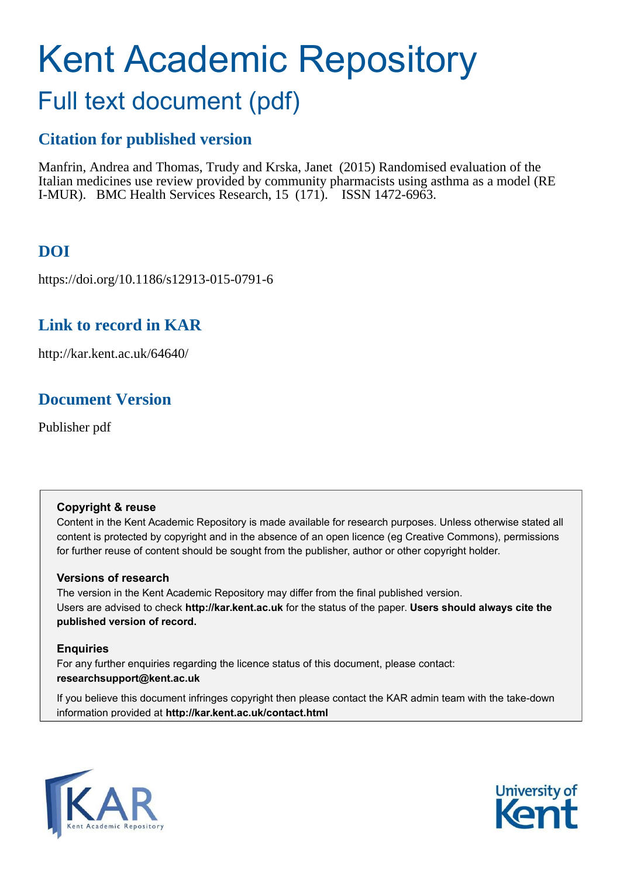# Kent Academic Repository

## Full text document (pdf)

## Citation for published version

Manfrin, Andrea and Thomas, Trudy and Krska, Janet (2015) Randomised evaluation of the Italian medicines use review provided by community pharmacists using asthma as a model (RE I-MUR). BMC Health Services Research, 15 (171). ISSN 1472-6963.

## DOI

https://doi.org/10.1186/s12913-015-0791-6

## Link to record in KAR

http://kar.kent.ac.uk/64640/

## Document Version

Publisher pdf

### Copyright & reuse

Content in the Kent Academic Repository is made available for research purposes. Unless otherwise stated all content is protected by copyright and in the absence of an open licence (eg Creative Commons), permissions for further reuse of content should be sought from the publisher, author or other copyright holder.

### Versions of research

The version in the Kent Academic Repository may differ from the final published version. Users are advised to check **http://kar.kent.ac.uk** for the status of the paper. **Users should always cite the published version of record.**

### Enquiries

For any further enquiries regarding the licence status of this document, please contact: **researchsupport@kent.ac.uk**

If you believe this document infringes copyright then please contact the KAR admin team with the take-down information provided at **http://kar.kent.ac.uk/contact.html**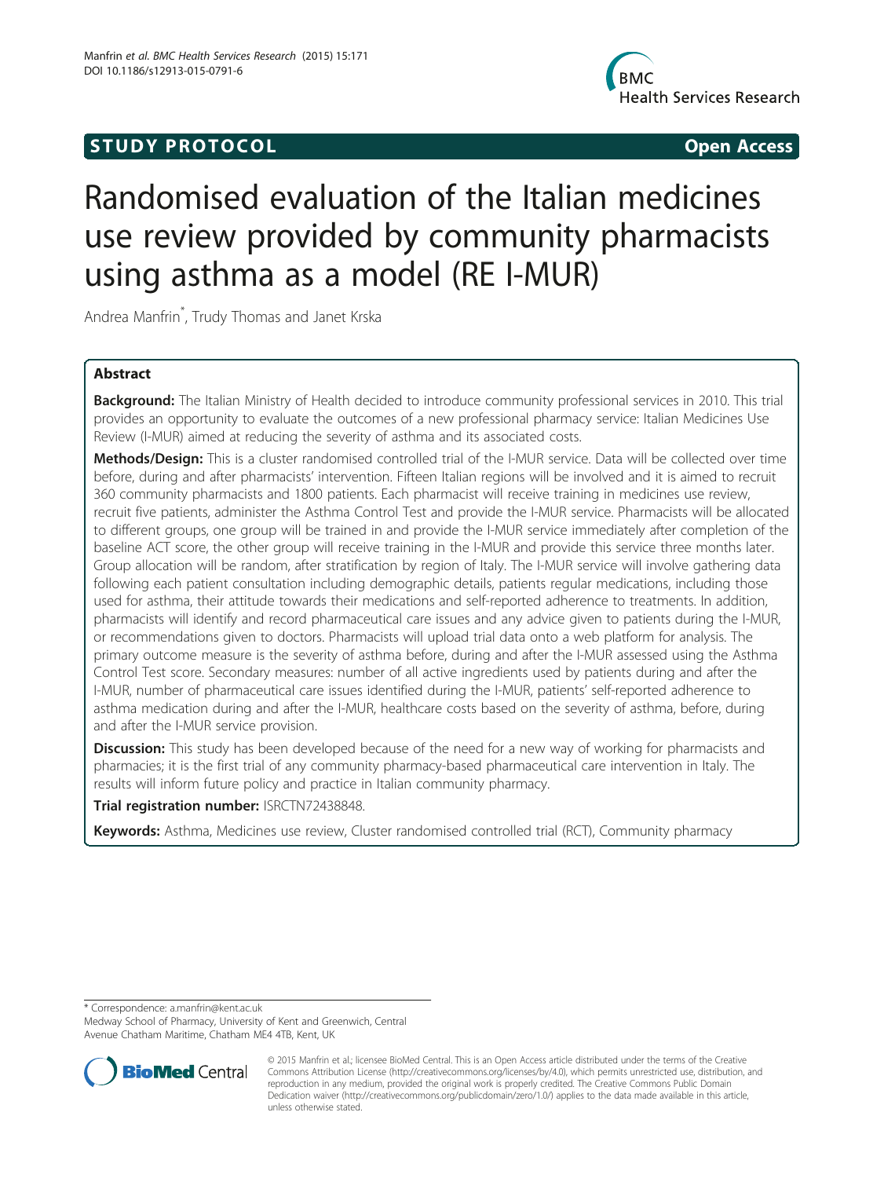# STUDY PROTOCOL

# Randomised evaluation of the Italian medicines use review provided by community pharmacists using asthma as a model (RE I-MUR)

Andrea Manfrin*, Trudy Thomas and Janet Krska

## Abstract

**Background:** The Italian Ministry of Health decided to introduce community professional services in 2010. This trial provides an opportunity to evaluate the outcomes of a new professional pharmacy service: Italian Medicines Use Review (I-MUR) aimed at reducing the severity of asthma and its associated costs.

**Methods/Design:** This is a cluster randomised controlled trial of the I-MUR service. Data will be collected over time before, during and after pharmacists' intervention. Fifteen Italian regions will be involved and it is aimed to recruit 360 community pharmacists and 1800 patients. Each pharmacist will receive training in medicines use review, recruit five patients, administer the Asthma Control Test and provide the I-MUR service. Pharmacists will be allocated to different groups, one group will be trained in and provide the I-MUR service immediately after completion of the baseline ACT score, the other group will receive training in the I-MUR and provide this service three months later. Group allocation will be random, after stratification by region of Italy. The I-MUR service will involve gathering data following each patient consultation including demographic details, patients regular medications, including those used for asthma, their attitude towards their medications and self-reported adherence to treatments. In addition, pharmacists will identify and record pharmaceutical care issues and any advice given to patients during the I-MUR, or recommendations given to doctors. Pharmacists will upload trial data onto a web platform for analysis. The primary outcome measure is the severity of asthma before, during and after the I-MUR assessed using the Asthma Control Test score. Secondary measures: number of all active ingredients used by patients during and after the I-MUR, number of pharmaceutical care issues identified during the I-MUR, patients' self-reported adherence to asthma medication during and after the I-MUR, healthcare costs based on the severity of asthma, before, during and after the I-MUR service provision.

**Discussion:** This study has been developed because of the need for a new way of working for pharmacists and pharmacies; it is the first trial of any community pharmacy-based pharmaceutical care intervention in Italy. The results will inform future policy and practice in Italian community pharmacy.

**Trial registration number:** ISRCTN72438848.

**Keywords:** Asthma, Medicines use review, Cluster randomised controlled trial (RCT), Community pharmacy

---

* Correspondence: a.manfrin@kent.ac.uk
Medway School of Pharmacy, University of Kent and Greenwich, Central Avenue Chatham Maritime, Chatham ME4 4TB, Kent, UK

© 2015 Manfrin et al.; licensee BioMed Central. This is an Open Access article distributed under the terms of the Creative Commons Attribution License (http://creativecommons.org/licenses/by/4.0), which permits unrestricted use, distribution, and reproduction in any medium, provided the original work is properly credited. The Creative Commons Public Domain Dedication waiver (http://creativecommons.org/publicdomain/zero/1.0/) applies to the data made available in this article, unless otherwise stated.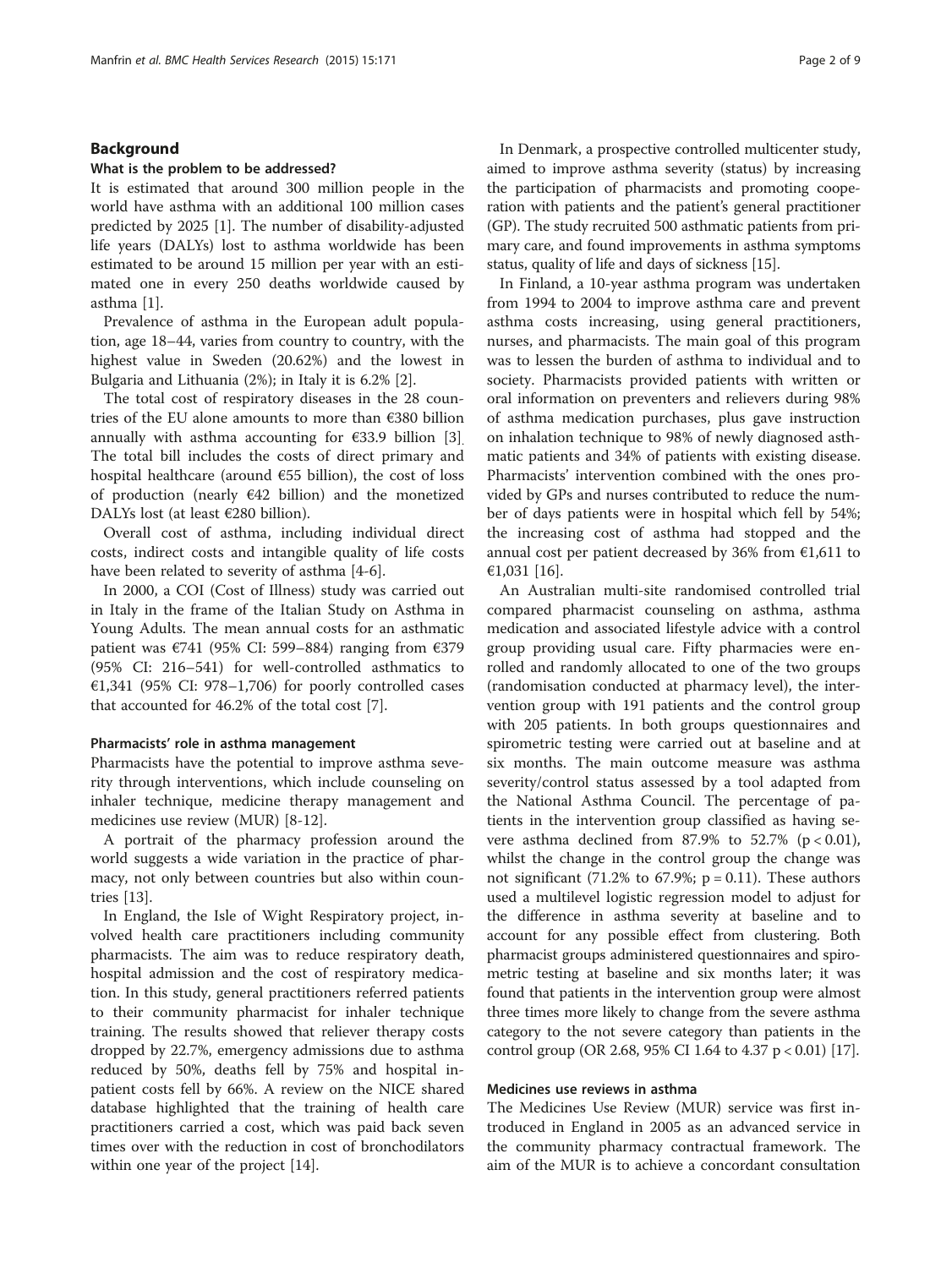## Background

### What is the problem to be addressed?

It is estimated that around 300 million people in the world have asthma with an additional 100 million cases predicted by 2025 [1]. The number of disability-adjusted life years (DALYs) lost to asthma worldwide has been estimated to be around 15 million per year with an estimated one in every 250 deaths worldwide caused by asthma [1].

Prevalence of asthma in the European adult population, age 18–44, varies from country to country, with the highest value in Sweden (20.62%) and the lowest in Bulgaria and Lithuania (2%); in Italy it is 6.2% [2].

The total cost of respiratory diseases in the 28 countries of the EU alone amounts to more than €380 billion annually with asthma accounting for €33.9 billion [3]. The total bill includes the costs of direct primary and hospital healthcare (around €55 billion), the cost of loss of production (nearly €42 billion) and the monetized DALYs lost (at least €280 billion).

Overall cost of asthma, including individual direct costs, indirect costs and intangible quality of life costs have been related to severity of asthma [4-6].

In 2000, a COI (Cost of Illness) study was carried out in Italy in the frame of the Italian Study on Asthma in Young Adults. The mean annual costs for an asthmatic patient was €741 (95% CI: 599–884) ranging from €379 (95% CI: 216–541) for well-controlled asthmatics to €1,341 (95% CI: 978–1,706) for poorly controlled cases that accounted for 46.2% of the total cost [7].

### Pharmacists' role in asthma management

Pharmacists have the potential to improve asthma severity through interventions, which include counseling on inhaler technique, medicine therapy management and medicines use review (MUR) [8-12].

A portrait of the pharmacy profession around the world suggests a wide variation in the practice of pharmacy, not only between countries but also within countries [13].

In England, the Isle of Wight Respiratory project, involved health care practitioners including community pharmacists. The aim was to reduce respiratory death, hospital admission and the cost of respiratory medication. In this study, general practitioners referred patients to their community pharmacist for inhaler technique training. The results showed that reliever therapy costs dropped by 22.7%, emergency admissions due to asthma reduced by 50%, deaths fell by 75% and hospital inpatient costs fell by 66%. A review on the NICE shared database highlighted that the training of health care practitioners carried a cost, which was paid back seven times over with the reduction in cost of bronchodilators within one year of the project [14].

In Denmark, a prospective controlled multicenter study, aimed to improve asthma severity (status) by increasing the participation of pharmacists and promoting cooperation with patients and the patient's general practitioner (GP). The study recruited 500 asthmatic patients from primary care, and found improvements in asthma symptoms status, quality of life and days of sickness [15].

In Finland, a 10-year asthma program was undertaken from 1994 to 2004 to improve asthma care and prevent asthma costs increasing, using general practitioners, nurses, and pharmacists. The main goal of this program was to lessen the burden of asthma to individual and to society. Pharmacists provided patients with written or oral information on preventers and relievers during 98% of asthma medication purchases, plus gave instruction on inhalation technique to 98% of newly diagnosed asthmatic patients and 34% of patients with existing disease. Pharmacists' intervention combined with the ones provided by GPs and nurses contributed to reduce the number of days patients were in hospital which fell by 54%; the increasing cost of asthma had stopped and the annual cost per patient decreased by 36% from €1,611 to €1,031 [16].

An Australian multi-site randomised controlled trial compared pharmacist counseling on asthma, asthma medication and associated lifestyle advice with a control group providing usual care. Fifty pharmacies were enrolled and randomly allocated to one of the two groups (randomisation conducted at pharmacy level), the intervention group with 191 patients and the control group with 205 patients. In both groups questionnaires and spirometric testing were carried out at baseline and at six months. The main outcome measure was asthma severity/control status assessed by a tool adapted from the National Asthma Council. The percentage of patients in the intervention group classified as having severe asthma declined from 87.9% to 52.7% ($p < 0.01$), whilst the change in the control group the change was not significant (71.2% to 67.9%; $p = 0.11$). These authors used a multilevel logistic regression model to adjust for the difference in asthma severity at baseline and to account for any possible effect from clustering. Both pharmacist groups administered questionnaires and spirometric testing at baseline and six months later; it was found that patients in the intervention group were almost three times more likely to change from the severe asthma category to the not severe category than patients in the control group (OR 2.68, 95% CI 1.64 to 4.37 $p < 0.01$) [17].

### Medicines use reviews in asthma

The Medicines Use Review (MUR) service was first introduced in England in 2005 as an advanced service in the community pharmacy contractual framework. The aim of the MUR is to achieve a concordant consultation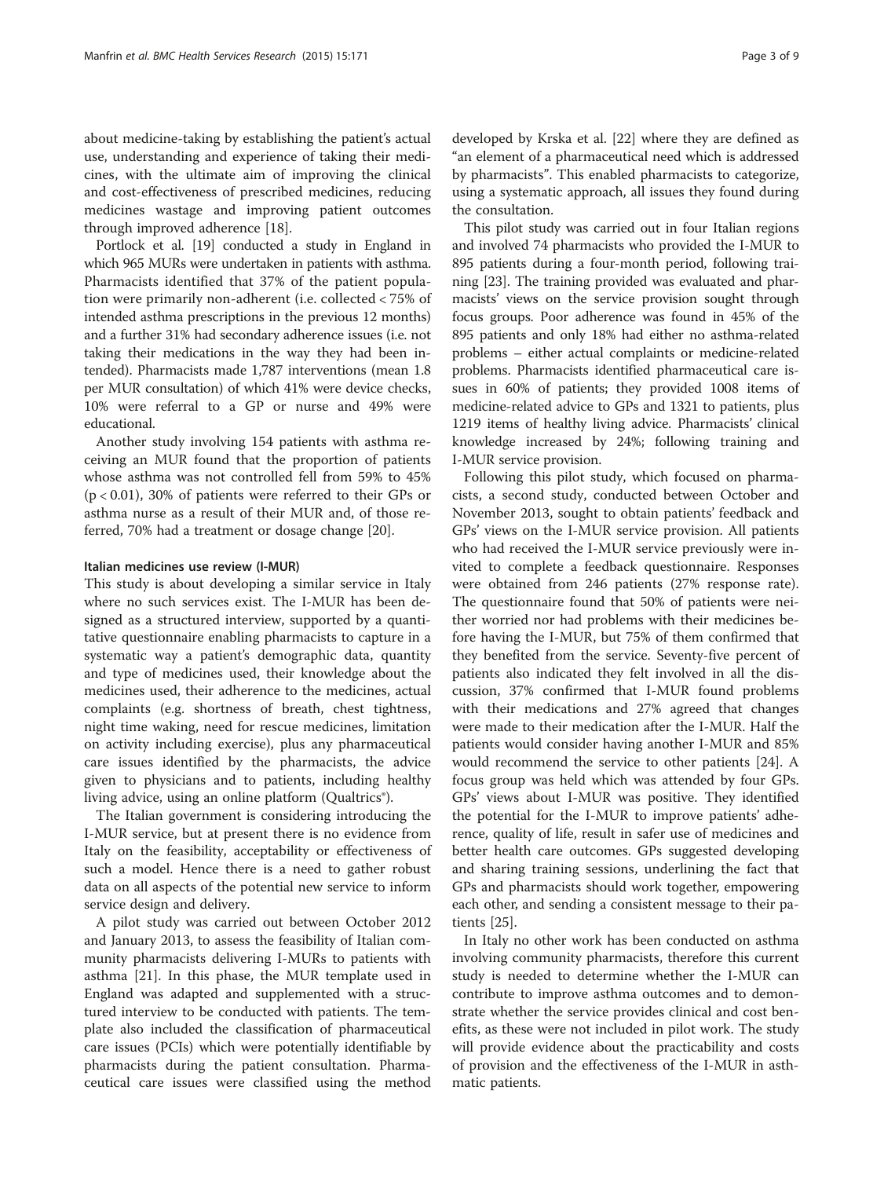about medicine-taking by establishing the patient's actual use, understanding and experience of taking their medicines, with the ultimate aim of improving the clinical and cost-effectiveness of prescribed medicines, reducing medicines wastage and improving patient outcomes through improved adherence [18].

Portlock et al. [19] conducted a study in England in which 965 MURs were undertaken in patients with asthma. Pharmacists identified that 37% of the patient population were primarily non-adherent (i.e. collected < 75% of intended asthma prescriptions in the previous 12 months) and a further 31% had secondary adherence issues (i.e. not taking their medications in the way they had been intended). Pharmacists made 1,787 interventions (mean 1.8 per MUR consultation) of which 41% were device checks, 10% were referral to a GP or nurse and 49% were educational.

Another study involving 154 patients with asthma receiving an MUR found that the proportion of patients whose asthma was not controlled fell from 59% to 45% ($p < 0.01$), 30% of patients were referred to their GPs or asthma nurse as a result of their MUR and, of those referred, 70% had a treatment or dosage change [20].

#### Italian medicines use review (I-MUR)

This study is about developing a similar service in Italy where no such services exist. The I-MUR has been designed as a structured interview, supported by a quantitative questionnaire enabling pharmacists to capture in a systematic way a patient's demographic data, quantity and type of medicines used, their knowledge about the medicines used, their adherence to the medicines, actual complaints (e.g. shortness of breath, chest tightness, night time waking, need for rescue medicines, limitation on activity including exercise), plus any pharmaceutical care issues identified by the pharmacists, the advice given to physicians and to patients, including healthy living advice, using an online platform (Qualtrics®).

The Italian government is considering introducing the I-MUR service, but at present there is no evidence from Italy on the feasibility, acceptability or effectiveness of such a model. Hence there is a need to gather robust data on all aspects of the potential new service to inform service design and delivery.

A pilot study was carried out between October 2012 and January 2013, to assess the feasibility of Italian community pharmacists delivering I-MURs to patients with asthma [21]. In this phase, the MUR template used in England was adapted and supplemented with a structured interview to be conducted with patients. The template also included the classification of pharmaceutical care issues (PCIs) which were potentially identifiable by pharmacists during the patient consultation. Pharmaceutical care issues were classified using the method developed by Krska et al. [22] where they are defined as "an element of a pharmaceutical need which is addressed by pharmacists". This enabled pharmacists to categorize, using a systematic approach, all issues they found during the consultation.

This pilot study was carried out in four Italian regions and involved 74 pharmacists who provided the I-MUR to 895 patients during a four-month period, following training [23]. The training provided was evaluated and pharmacists' views on the service provision sought through focus groups. Poor adherence was found in 45% of the 895 patients and only 18% had either no asthma-related problems – either actual complaints or medicine-related problems. Pharmacists identified pharmaceutical care issues in 60% of patients; they provided 1008 items of medicine-related advice to GPs and 1321 to patients, plus 1219 items of healthy living advice. Pharmacists' clinical knowledge increased by 24%; following training and I-MUR service provision.

Following this pilot study, which focused on pharmacists, a second study, conducted between October and November 2013, sought to obtain patients' feedback and GPs' views on the I-MUR service provision. All patients who had received the I-MUR service previously were invited to complete a feedback questionnaire. Responses were obtained from 246 patients (27% response rate). The questionnaire found that 50% of patients were neither worried nor had problems with their medicines before having the I-MUR, but 75% of them confirmed that they benefited from the service. Seventy-five percent of patients also indicated they felt involved in all the discussion, 37% confirmed that I-MUR found problems with their medications and 27% agreed that changes were made to their medication after the I-MUR. Half the patients would consider having another I-MUR and 85% would recommend the service to other patients [24]. A focus group was held which was attended by four GPs. GPs' views about I-MUR was positive. They identified the potential for the I-MUR to improve patients' adherence, quality of life, result in safer use of medicines and better health care outcomes. GPs suggested developing and sharing training sessions, underlining the fact that GPs and pharmacists should work together, empowering each other, and sending a consistent message to their patients [25].

In Italy no other work has been conducted on asthma involving community pharmacists, therefore this current study is needed to determine whether the I-MUR can contribute to improve asthma outcomes and to demonstrate whether the service provides clinical and cost benefits, as these were not included in pilot work. The study will provide evidence about the practicability and costs of provision and the effectiveness of the I-MUR in asthmatic patients.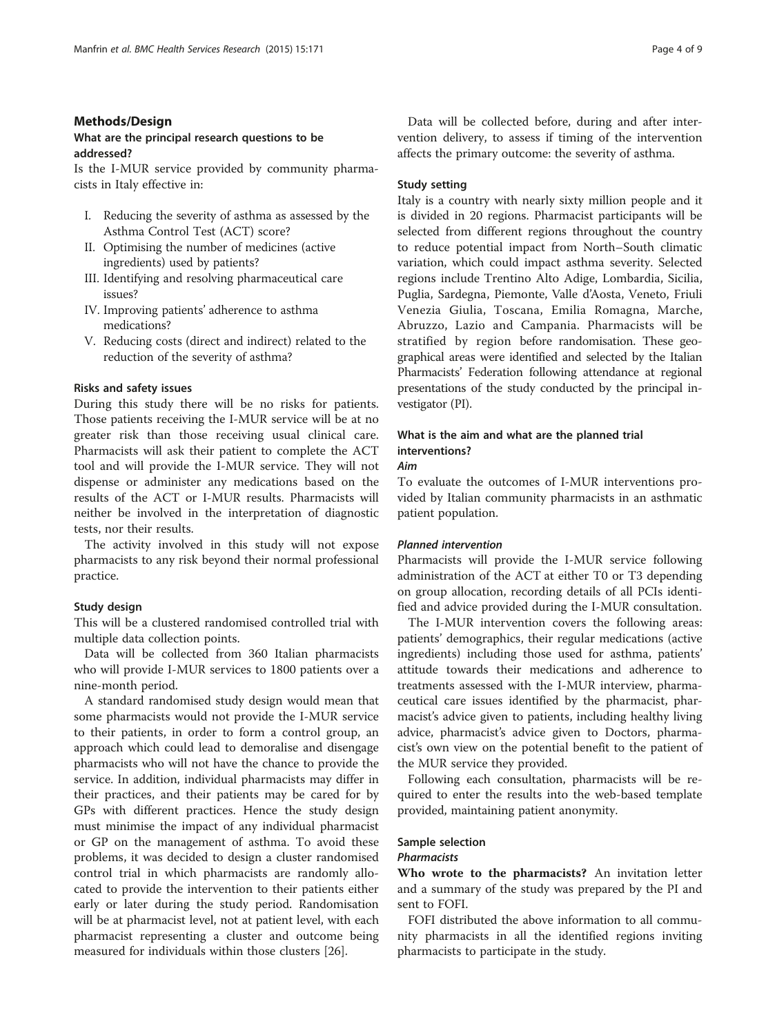## Methods/Design

### What are the principal research questions to be addressed?

Is the I-MUR service provided by community pharmacists in Italy effective in:

- I. Reducing the severity of asthma as assessed by the Asthma Control Test (ACT) score?
- II. Optimising the number of medicines (active ingredients) used by patients?
- III. Identifying and resolving pharmaceutical care issues?
- IV. Improving patients' adherence to asthma medications?
- V. Reducing costs (direct and indirect) related to the reduction of the severity of asthma?

#### Risks and safety issues

During this study there will be no risks for patients. Those patients receiving the I-MUR service will be at no greater risk than those receiving usual clinical care. Pharmacists will ask their patient to complete the ACT tool and will provide the I-MUR service. They will not dispense or administer any medications based on the results of the ACT or I-MUR results. Pharmacists will neither be involved in the interpretation of diagnostic tests, nor their results.

The activity involved in this study will not expose pharmacists to any risk beyond their normal professional practice.

#### Study design

This will be a clustered randomised controlled trial with multiple data collection points.

Data will be collected from 360 Italian pharmacists who will provide I-MUR services to 1800 patients over a nine-month period.

A standard randomised study design would mean that some pharmacists would not provide the I-MUR service to their patients, in order to form a control group, an approach which could lead to demoralise and disengage pharmacists who will not have the chance to provide the service. In addition, individual pharmacists may differ in their practices, and their patients may be cared for by GPs with different practices. Hence the study design must minimise the impact of any individual pharmacist or GP on the management of asthma. To avoid these problems, it was decided to design a cluster randomised control trial in which pharmacists are randomly allocated to provide the intervention to their patients either early or later during the study period. Randomisation will be at pharmacist level, not at patient level, with each pharmacist representing a cluster and outcome being measured for individuals within those clusters [26].

Data will be collected before, during and after intervention delivery, to assess if timing of the intervention affects the primary outcome: the severity of asthma.

#### Study setting

Italy is a country with nearly sixty million people and it is divided in 20 regions. Pharmacist participants will be selected from different regions throughout the country to reduce potential impact from North–South climatic variation, which could impact asthma severity. Selected regions include Trentino Alto Adige, Lombardia, Sicilia, Puglia, Sardegna, Piemonte, Valle d'Aosta, Veneto, Friuli Venezia Giulia, Toscana, Emilia Romagna, Marche, Abruzzo, Lazio and Campania. Pharmacists will be stratified by region before randomisation. These geographical areas were identified and selected by the Italian Pharmacists' Federation following attendance at regional presentations of the study conducted by the principal investigator (PI).

### What is the aim and what are the planned trial interventions?

#### *Aim*

To evaluate the outcomes of I-MUR interventions provided by Italian community pharmacists in an asthmatic patient population.

#### *Planned intervention*

Pharmacists will provide the I-MUR service following administration of the ACT at either T0 or T3 depending on group allocation, recording details of all PCIs identified and advice provided during the I-MUR consultation.

The I-MUR intervention covers the following areas: patients' demographics, their regular medications (active ingredients) including those used for asthma, patients' attitude towards their medications and adherence to treatments assessed with the I-MUR interview, pharmaceutical care issues identified by the pharmacist, pharmacist's advice given to patients, including healthy living advice, pharmacist's advice given to Doctors, pharmacist's own view on the potential benefit to the patient of the MUR service they provided.

Following each consultation, pharmacists will be required to enter the results into the web-based template provided, maintaining patient anonymity.

#### Sample selection

#### *Pharmacists*

**Who wrote to the pharmacists?** An invitation letter and a summary of the study was prepared by the PI and sent to FOFI.

FOFI distributed the above information to all community pharmacists in all the identified regions inviting pharmacists to participate in the study.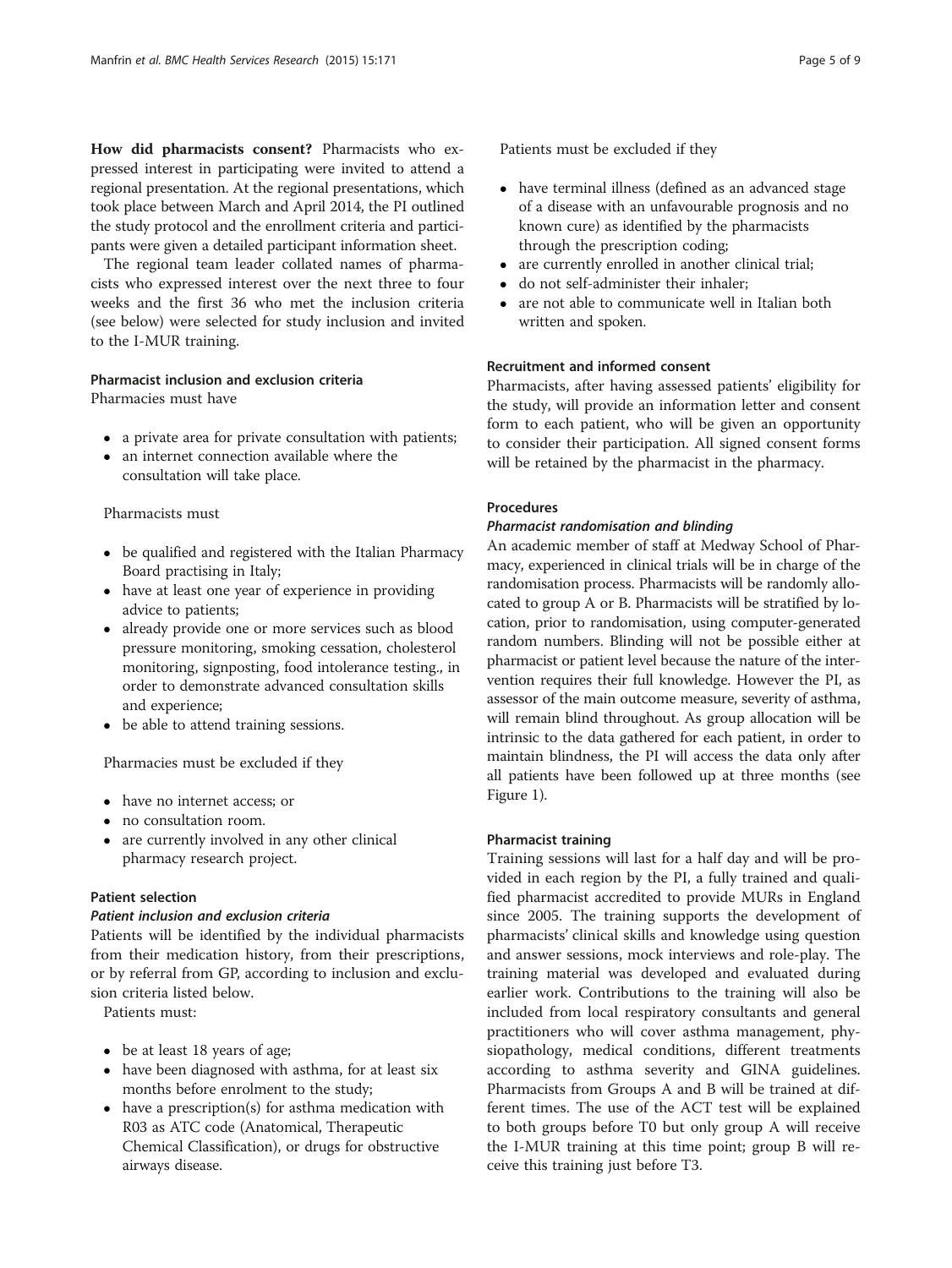**How did pharmacists consent?** Pharmacists who expressed interest in participating were invited to attend a regional presentation. At the regional presentations, which took place between March and April 2014, the PI outlined the study protocol and the enrollment criteria and participants were given a detailed participant information sheet.

The regional team leader collated names of pharmacists who expressed interest over the next three to four weeks and the first 36 who met the inclusion criteria (see below) were selected for study inclusion and invited to the I-MUR training.

### Pharmacist inclusion and exclusion criteria

Pharmacies must have

- a private area for private consultation with patients;
- an internet connection available where the consultation will take place.

Pharmacists must

- be qualified and registered with the Italian Pharmacy Board practising in Italy;
- have at least one year of experience in providing advice to patients;
- already provide one or more services such as blood pressure monitoring, smoking cessation, cholesterol monitoring, signposting, food intolerance testing., in order to demonstrate advanced consultation skills and experience;
- be able to attend training sessions.

Pharmacies must be excluded if they

- have no internet access; or
- no consultation room.
- are currently involved in any other clinical pharmacy research project.

### Patient selection

#### *Patient inclusion and exclusion criteria*

Patients will be identified by the individual pharmacists from their medication history, from their prescriptions, or by referral from GP, according to inclusion and exclusion criteria listed below.

Patients must:

- be at least 18 years of age;
- have been diagnosed with asthma, for at least six months before enrolment to the study;
- have a prescription(s) for asthma medication with R03 as ATC code (Anatomical, Therapeutic Chemical Classification), or drugs for obstructive airways disease.

Patients must be excluded if they

- have terminal illness (defined as an advanced stage of a disease with an unfavourable prognosis and no known cure) as identified by the pharmacists through the prescription coding;
- are currently enrolled in another clinical trial;
- do not self-administer their inhaler;
- are not able to communicate well in Italian both written and spoken.

### Recruitment and informed consent

Pharmacists, after having assessed patients' eligibility for the study, will provide an information letter and consent form to each patient, who will be given an opportunity to consider their participation. All signed consent forms will be retained by the pharmacist in the pharmacy.

### Procedures

#### *Pharmacist randomisation and blinding*

An academic member of staff at Medway School of Pharmacy, experienced in clinical trials will be in charge of the randomisation process. Pharmacists will be randomly allocated to group A or B. Pharmacists will be stratified by location, prior to randomisation, using computer-generated random numbers. Blinding will not be possible either at pharmacist or patient level because the nature of the intervention requires their full knowledge. However the PI, as assessor of the main outcome measure, severity of asthma, will remain blind throughout. As group allocation will be intrinsic to the data gathered for each patient, in order to maintain blindness, the PI will access the data only after all patients have been followed up at three months (see Figure 1).

### Pharmacist training

Training sessions will last for a half day and will be provided in each region by the PI, a fully trained and qualified pharmacist accredited to provide MURs in England since 2005. The training supports the development of pharmacists' clinical skills and knowledge using question and answer sessions, mock interviews and role-play. The training material was developed and evaluated during earlier work. Contributions to the training will also be included from local respiratory consultants and general practitioners who will cover asthma management, physiopathology, medical conditions, different treatments according to asthma severity and GINA guidelines. Pharmacists from Groups A and B will be trained at different times. The use of the ACT test will be explained to both groups before T0 but only group A will receive the I-MUR training at this time point; group B will receive this training just before T3.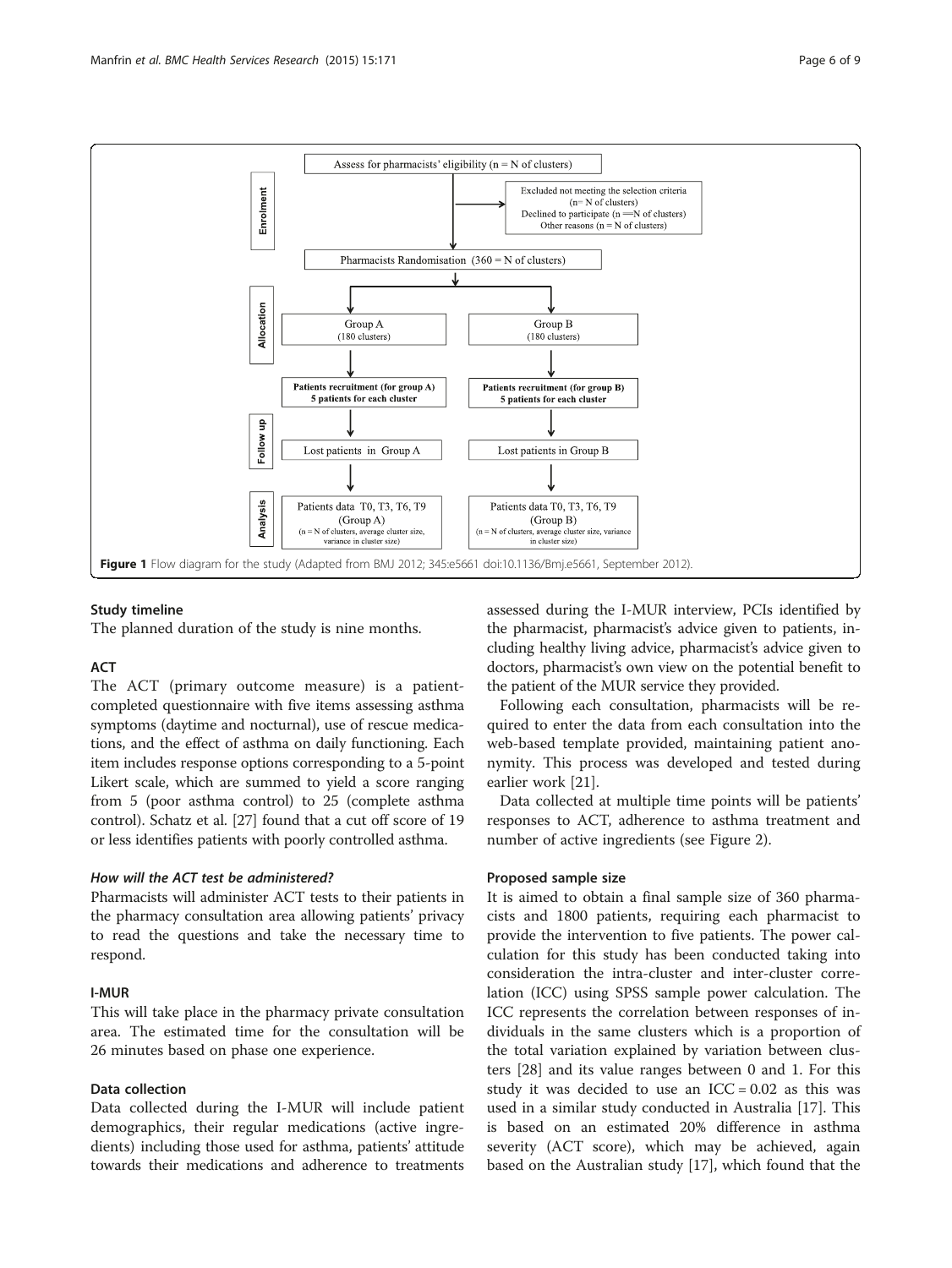Figure 1 Flow diagram for the study (Adapted from BMJ 2012; 345:e5661 doi:10.1136/Bmj.e5661, September 2012).

### Study timeline

The planned duration of the study is nine months.

### ACT

The ACT (primary outcome measure) is a patient-completed questionnaire with five items assessing asthma symptoms (daytime and nocturnal), use of rescue medications, and the effect of asthma on daily functioning. Each item includes response options corresponding to a 5-point Likert scale, which are summed to yield a score ranging from 5 (poor asthma control) to 25 (complete asthma control). Schatz et al. [27] found that a cut off score of 19 or less identifies patients with poorly controlled asthma.

#### *How will the ACT test be administered?*

Pharmacists will administer ACT tests to their patients in the pharmacy consultation area allowing patients' privacy to read the questions and take the necessary time to respond.

### I-MUR

This will take place in the pharmacy private consultation area. The estimated time for the consultation will be 26 minutes based on phase one experience.

### Data collection

Data collected during the I-MUR will include patient demographics, their regular medications (active ingredients) including those used for asthma, patients' attitude towards their medications and adherence to treatments assessed during the I-MUR interview, PCIs identified by the pharmacist, pharmacist's advice given to patients, including healthy living advice, pharmacist's advice given to doctors, pharmacist's own view on the potential benefit to the patient of the MUR service they provided.

Following each consultation, pharmacists will be required to enter the data from each consultation into the web-based template provided, maintaining patient anonymity. This process was developed and tested during earlier work [21].

Data collected at multiple time points will be patients' responses to ACT, adherence to asthma treatment and number of active ingredients (see Figure 2).

### Proposed sample size

It is aimed to obtain a final sample size of 360 pharmacists and 1800 patients, requiring each pharmacist to provide the intervention to five patients. The power calculation for this study has been conducted taking into consideration the intra-cluster and inter-cluster correlation (ICC) using SPSS sample power calculation. The ICC represents the correlation between responses of individuals in the same clusters which is a proportion of the total variation explained by variation between clusters [28] and its value ranges between 0 and 1. For this study it was decided to use an ICC = 0.02 as this was used in a similar study conducted in Australia [17]. This is based on an estimated 20% difference in asthma severity (ACT score), which may be achieved, again based on the Australian study [17], which found that the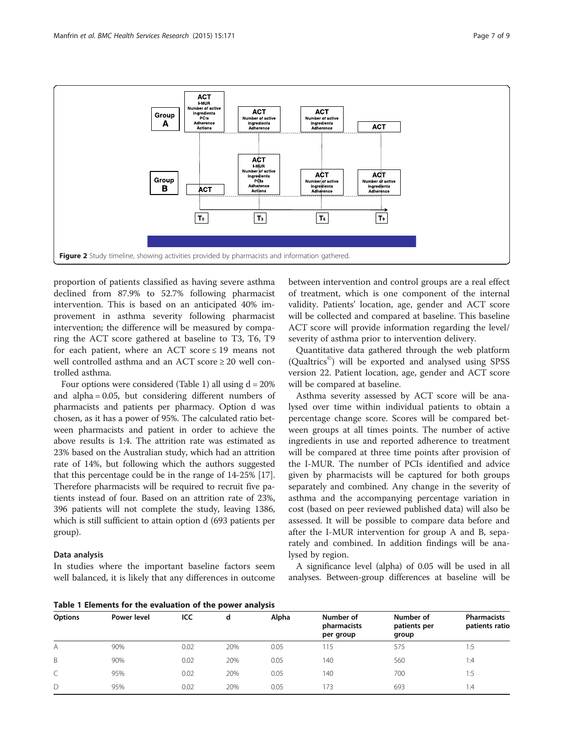Figure 2 Study timeline, showing activities provided by pharmacists and information gathered.

proportion of patients classified as having severe asthma declined from 87.9% to 52.7% following pharmacist intervention. This is based on an anticipated 40% improvement in asthma severity following pharmacist intervention; the difference will be measured by comparing the ACT score gathered at baseline to T3, T6, T9 for each patient, where an ACT score ≤ 19 means not well controlled asthma and an ACT score ≥ 20 well controlled asthma.

Four options were considered (Table 1) all using d = 20% and alpha = 0.05, but considering different numbers of pharmacists and patients per pharmacy. Option d was chosen, as it has a power of 95%. The calculated ratio between pharmacists and patient in order to achieve the above results is 1:4. The attrition rate was estimated as 23% based on the Australian study, which had an attrition rate of 14%, but following which the authors suggested that this percentage could be in the range of 14-25% [17]. Therefore pharmacists will be required to recruit five patients instead of four. Based on an attrition rate of 23%, 396 patients will not complete the study, leaving 1386, which is still sufficient to attain option d (693 patients per group).

## Data analysis

In studies where the important baseline factors seem well balanced, it is likely that any differences in outcome between intervention and control groups are a real effect of treatment, which is one component of the internal validity. Patients' location, age, gender and ACT score will be collected and compared at baseline. This baseline ACT score will provide information regarding the level/ severity of asthma prior to intervention delivery.

Quantitative data gathered through the web platform (Qualtrics©) will be exported and analysed using SPSS version 22. Patient location, age, gender and ACT score will be compared at baseline.

Asthma severity assessed by ACT score will be analysed over time within individual patients to obtain a percentage change score. Scores will be compared between groups at all times points. The number of active ingredients in use and reported adherence to treatment will be compared at three time points after provision of the I-MUR. The number of PCIs identified and advice given by pharmacists will be captured for both groups separately and combined. Any change in the severity of asthma and the accompanying percentage variation in cost (based on peer reviewed published data) will also be assessed. It will be possible to compare data before and after the I-MUR intervention for group A and B, separately and combined. In addition findings will be analysed by region.

A significance level (alpha) of 0.05 will be used in all analyses. Between-group differences at baseline will be

**Table 1 Elements for the evaluation of the power analysis**

| Options | Power level | ICC | d | Alpha | Number of pharmacists per group | Number of patients per group | Pharmacists patients ratio |
|---|---|---|---|---|---|---|---|
| A | 90% | 0.02 | 20% | 0.05 | 115 | 575 | 1:5 |
| B | 90% | 0.02 | 20% | 0.05 | 140 | 560 | 1:4 |
| C | 95% | 0.02 | 20% | 0.05 | 140 | 700 | 1:5 |
| D | 95% | 0.02 | 20% | 0.05 | 173 | 693 | 1:4 |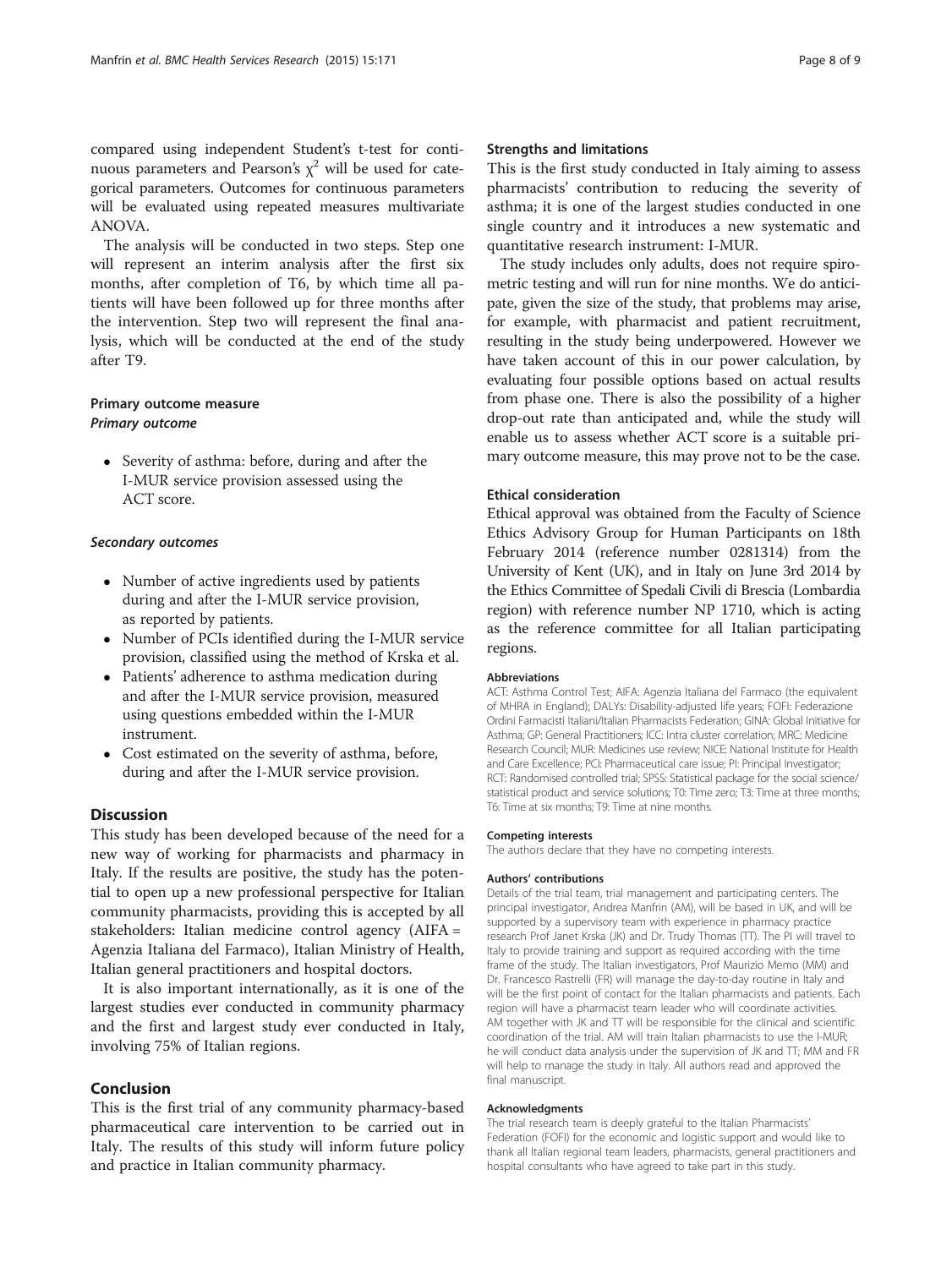compared using independent Student's t-test for continuous parameters and Pearson's $\chi^2$ will be used for categorical parameters. Outcomes for continuous parameters will be evaluated using repeated measures multivariate ANOVA.

The analysis will be conducted in two steps. Step one will represent an interim analysis after the first six months, after completion of T6, by which time all patients will have been followed up for three months after the intervention. Step two will represent the final analysis, which will be conducted at the end of the study after T9.

### Primary outcome measure

#### *Primary outcome*

- Severity of asthma: before, during and after the I-MUR service provision assessed using the ACT score.

#### *Secondary outcomes*

- Number of active ingredients used by patients during and after the I-MUR service provision, as reported by patients.
- Number of PCIs identified during the I-MUR service provision, classified using the method of Krska et al.
- Patients' adherence to asthma medication during and after the I-MUR service provision, measured using questions embedded within the I-MUR instrument.
- Cost estimated on the severity of asthma, before, during and after the I-MUR service provision.

## Discussion

This study has been developed because of the need for a new way of working for pharmacists and pharmacy in Italy. If the results are positive, the study has the potential to open up a new professional perspective for Italian community pharmacists, providing this is accepted by all stakeholders: Italian medicine control agency (AIFA = Agenzia Italiana del Farmaco), Italian Ministry of Health, Italian general practitioners and hospital doctors.

It is also important internationally, as it is one of the largest studies ever conducted in community pharmacy and the first and largest study ever conducted in Italy, involving 75% of Italian regions.

## Conclusion

This is the first trial of any community pharmacy-based pharmaceutical care intervention to be carried out in Italy. The results of this study will inform future policy and practice in Italian community pharmacy.

### Strengths and limitations

This is the first study conducted in Italy aiming to assess pharmacists' contribution to reducing the severity of asthma; it is one of the largest studies conducted in one single country and it introduces a new systematic and quantitative research instrument: I-MUR.

The study includes only adults, does not require spirometric testing and will run for nine months. We do anticipate, given the size of the study, that problems may arise, for example, with pharmacist and patient recruitment, resulting in the study being underpowered. However we have taken account of this in our power calculation, by evaluating four possible options based on actual results from phase one. There is also the possibility of a higher drop-out rate than anticipated and, while the study will enable us to assess whether ACT score is a suitable primary outcome measure, this may prove not to be the case.

### Ethical consideration

Ethical approval was obtained from the Faculty of Science Ethics Advisory Group for Human Participants on 18th February 2014 (reference number 0281314) from the University of Kent (UK), and in Italy on June 3rd 2014 by the Ethics Committee of Spedali Civili di Brescia (Lombardia region) with reference number NP 1710, which is acting as the reference committee for all Italian participating regions.

#### Abbreviations

ACT: Asthma Control Test; AIFA: Agenzia Italiana del Farmaco (the equivalent of MHRA in England); DALYs: Disability-adjusted life years; FOFI: Federazione Ordini Farmacisti Italiani/Italian Pharmacists Federation; GINA: Global Initiative for Asthma; GP: General Practitioners; ICC: Intra cluster correlation; MRC: Medicine Research Council; MUR: Medicines use review; NICE: National Institute for Health and Care Excellence; PCI: Pharmaceutical care issue; PI: Principal Investigator; RCT: Randomised controlled trial; SPSS: Statistical package for the social science/ statistical product and service solutions; T0: Time zero; T3: Time at three months; T6: Time at six months; T9: Time at nine months.

#### Competing interests

The authors declare that they have no competing interests.

#### Authors' contributions

Details of the trial team, trial management and participating centers. The principal investigator, Andrea Manfrin (AM), will be based in UK, and will be supported by a supervisory team with experience in pharmacy practice research Prof Janet Krska (JK) and Dr. Trudy Thomas (TT). The PI will travel to Italy to provide training and support as required according with the time frame of the study. The Italian investigators, Prof Maurizio Memo (MM) and Dr. Francesco Rastrelli (FR) will manage the day-to-day routine in Italy and will be the first point of contact for the Italian pharmacists and patients. Each region will have a pharmacist team leader who will coordinate activities. AM together with JK and TT will be responsible for the clinical and scientific coordination of the trial. AM will train Italian pharmacists to use the I-MUR; he will conduct data analysis under the supervision of JK and TT; MM and FR will help to manage the study in Italy. All authors read and approved the final manuscript.

#### Acknowledgments

The trial research team is deeply grateful to the Italian Pharmacists' Federation (FOFI) for the economic and logistic support and would like to thank all Italian regional team leaders, pharmacists, general practitioners and hospital consultants who have agreed to take part in this study.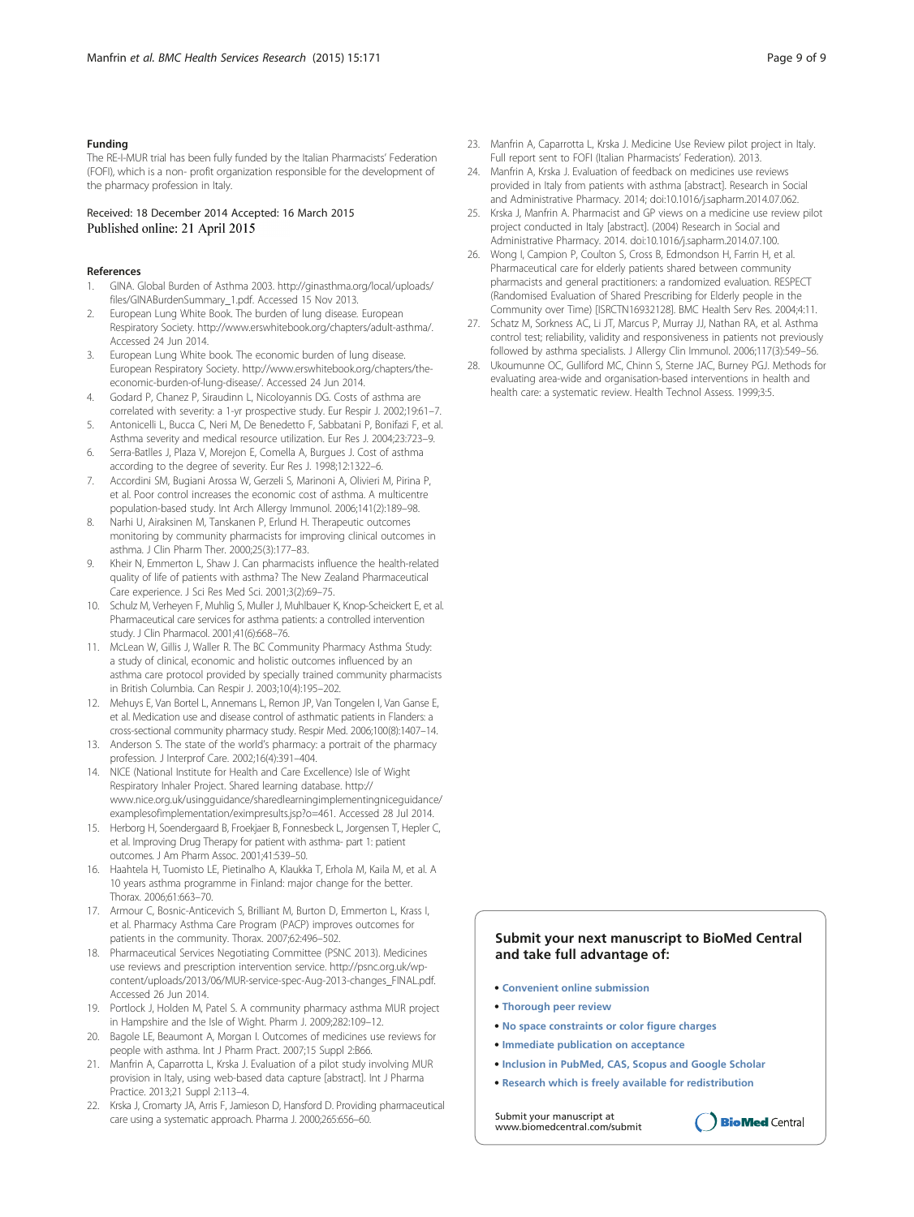### Funding

The RE-I-MUR trial has been fully funded by the Italian Pharmacists' Federation (FOFI), which is a non- profit organization responsible for the development of the pharmacy profession in Italy.

Received: 18 December 2014 Accepted: 16 March 2015
Published online: 21 April 2015

### References

1. GINA. Global Burden of Asthma 2003. http://ginasthma.org/local/uploads/files/GINABurdenSummary_1.pdf. Accessed 15 Nov 2013.
2. European Lung White Book. The burden of lung disease. European Respiratory Society. http://www.erswhitebook.org/chapters/adult-asthma/. Accessed 24 Jun 2014.
3. European Lung White book. The economic burden of lung disease. European Respiratory Society. http://www.erswhitebook.org/chapters/the-economic-burden-of-lung-disease/. Accessed 24 Jun 2014.
4. Godard P, Chanez P, Siraudinn L, Nicoloyannis DG. Costs of asthma are correlated with severity: a 1-yr prospective study. Eur Respir J. 2002;19:61–7.
5. Antonicelli L, Bucca C, Neri M, De Benedetto F, Sabbatani P, Bonifazi F, et al. Asthma severity and medical resource utilization. Eur Res J. 2004;23:723–9.
6. Serra-Batlles J, Plaza V, Morejon E, Comella A, Burgues J. Cost of asthma according to the degree of severity. Eur Res J. 1998;12:1322–6.
7. Accordini SM, Bugiani Arossa W, Gerzeli S, Marinoni A, Olivieri M, Pirina P, et al. Poor control increases the economic cost of asthma. A multicentre population-based study. Int Arch Allergy Immunol. 2006;141(2):189–98.
8. Narhi U, Airaksinen M, Tanskanen P, Erlund H. Therapeutic outcomes monitoring by community pharmacists for improving clinical outcomes in asthma. J Clin Pharm Ther. 2000;25(3):177–83.
9. Kheir N, Emmerton L, Shaw J. Can pharmacists influence the health-related quality of life of patients with asthma? The New Zealand Pharmaceutical Care experience. J Sci Res Med Sci. 2001;3(2):69–75.
10. Schulz M, Verheyen F, Muhlig S, Muller J, Muhlbauer K, Knop-Scheickert E, et al. Pharmaceutical care services for asthma patients: a controlled intervention study. J Clin Pharmacol. 2001;41(6):668–76.
11. McLean W, Gillis J, Waller R. The BC Community Pharmacy Asthma Study: a study of clinical, economic and holistic outcomes influenced by an asthma care protocol provided by specially trained community pharmacists in British Columbia. Can Respir J. 2003;10(4):195–202.
12. Mehuys E, Van Bortel L, Annemans L, Remon JP, Van Tongelen I, Van Ganse E, et al. Medication use and disease control of asthmatic patients in Flanders: a cross-sectional community pharmacy study. Respir Med. 2006;100(8):1407–14.
13. Anderson S. The state of the world's pharmacy: a portrait of the pharmacy profession. J Interprof Care. 2002;16(4):391–404.
14. NICE (National Institute for Health and Care Excellence) Isle of Wight Respiratory Inhaler Project. Shared learning database. http://www.nice.org.uk/usingguidance/sharedlearningimplementingniceguidance/examplesofimplementation/eximpresults.jsp?o=461. Accessed 28 Jul 2014.
15. Herborg H, Soendergaard B, Froekjaer B, Fonnesbeck L, Jorgensen T, Hepler C, et al. Improving Drug Therapy for patient with asthma- part 1: patient outcomes. J Am Pharm Assoc. 2001;41:539–50.
16. Haahtela H, Tuomisto LE, Pietinalho A, Klaukka T, Erhola M, Kaila M, et al. A 10 years asthma programme in Finland: major change for the better. Thorax. 2006;61:663–70.
17. Armour C, Bosnic-Anticevich S, Brilliant M, Burton D, Emmerton L, Krass I, et al. Pharmacy Asthma Care Program (PACP) improves outcomes for patients in the community. Thorax. 2007;62:496–502.
18. Pharmaceutical Services Negotiating Committee (PSNC 2013). Medicines use reviews and prescription intervention service. http://psnc.org.uk/wp-content/uploads/2013/06/MUR-service-spec-Aug-2013-changes_FINAL.pdf. Accessed 26 Jun 2014.
19. Portlock J, Holden M, Patel S. A community pharmacy asthma MUR project in Hampshire and the Isle of Wight. Pharm J. 2009;282:109–12.
20. Bagole LE, Beaumont A, Morgan I. Outcomes of medicines use reviews for people with asthma. Int J Pharm Pract. 2007;15 Suppl 2:B66.
21. Manfrin A, Caparrotta L, Krska J. Evaluation of a pilot study involving MUR provision in Italy, using web-based data capture [abstract]. Int J Pharma Practice. 2013;21 Suppl 2:113–4.
22. Krska J, Cromarty JA, Arris F, Jamieson D, Hansford D. Providing pharmaceutical care using a systematic approach. Pharma J. 2000;265:656–60.
23. Manfrin A, Caparrotta L, Krska J. Medicine Use Review pilot project in Italy. Full report sent to FOFI (Italian Pharmacists' Federation). 2013.
24. Manfrin A, Krska J. Evaluation of feedback on medicines use reviews provided in Italy from patients with asthma [abstract]. Research in Social and Administrative Pharmacy. 2014; doi:10.1016/j.sapharm.2014.07.062.
25. Krska J, Manfrin A. Pharmacist and GP views on a medicine use review pilot project conducted in Italy [abstract]. (2004) Research in Social and Administrative Pharmacy. 2014. doi:10.1016/j.sapharm.2014.07.100.
26. Wong I, Campion P, Coulton S, Cross B, Edmondson H, Farrin H, et al. Pharmaceutical care for elderly patients shared between community pharmacists and general practitioners: a randomized evaluation. RESPECT (Randomised Evaluation of Shared Prescribing for Elderly people in the Community over Time) [ISRCTN16932128]. BMC Health Serv Res. 2004;4:11.
27. Schatz M, Sorkness AC, Li JT, Marcus P, Murray JJ, Nathan RA, et al. Asthma control test; reliability, validity and responsiveness in patients not previously followed by asthma specialists. J Allergy Clin Immunol. 2006;117(3):549–56.
28. Ukoumunne OC, Gulliford MC, Chinn S, Sterne JAC, Burney PGJ. Methods for evaluating area-wide and organisation-based interventions in health and health care: a systematic review. Health Technol Assess. 1999;3:5.

**Submit your next manuscript to BioMed Central and take full advantage of:**

- **Convenient online submission**
- **Thorough peer review**
- **No space constraints or color figure charges**
- **Immediate publication on acceptance**
- **Inclusion in PubMed, CAS, Scopus and Google Scholar**
- **Research which is freely available for redistribution**

Submit your manuscript at
www.biomedcentral.com/submit

BioMed Central